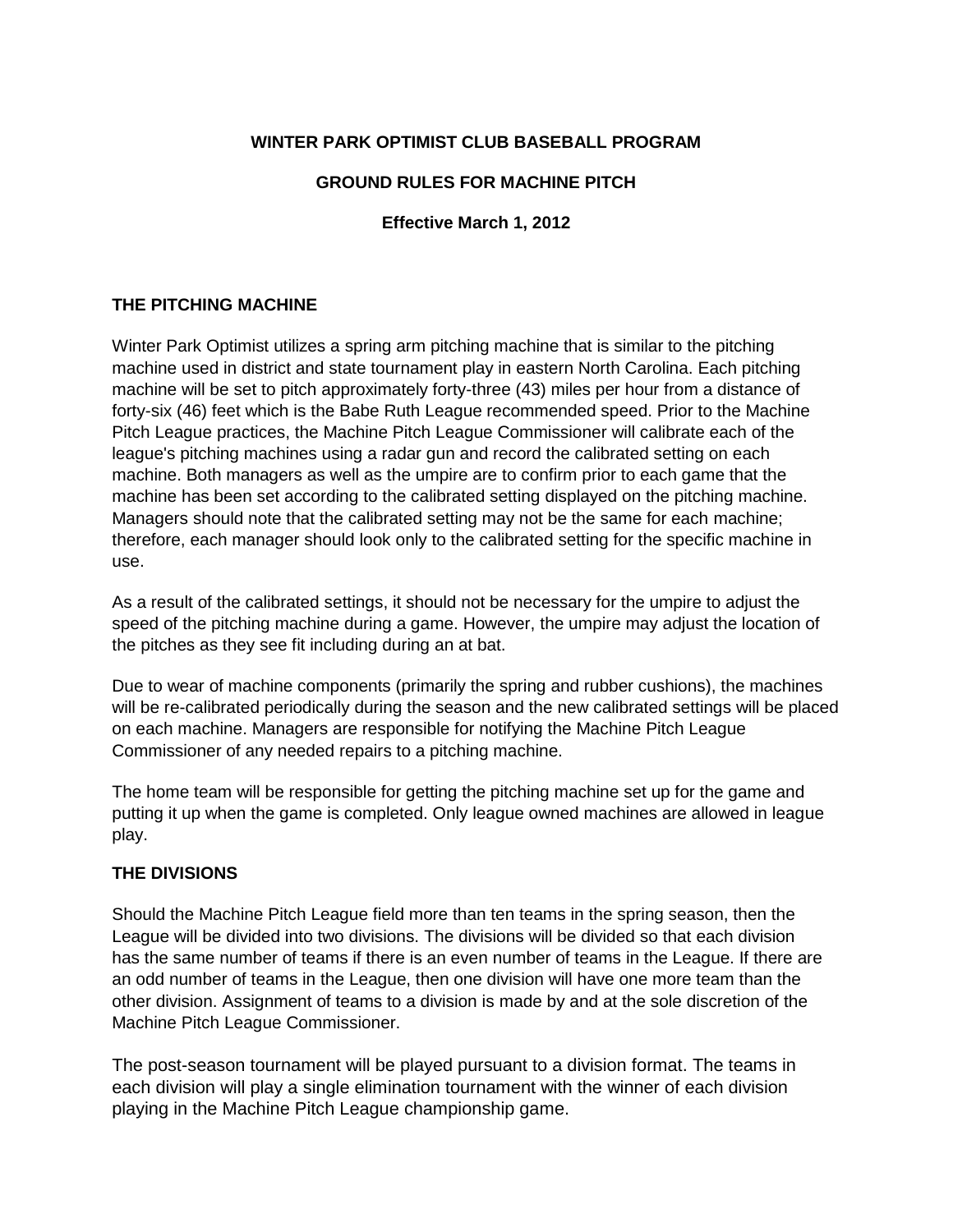# WINTER PARK OPTIMIST CLUB BASEBALL PROGRAM

## GROUND RULES FOR MACHINE PITCH

**Effective March 1, 2012**

### THE PITCHING MACHINE

Winter Park Optimist utilizes a spring arm pitching machine that is similar to the pitching machine used in district and state tournament play in eastern North Carolina. Each pitching machine will be set to pitch approximately forty-three (43) miles per hour from a distance of forty-six (46) feet which is the Babe Ruth League recommended speed. Prior to the Machine Pitch League practices, the Machine Pitch League Commissioner will calibrate each of the league's pitching machines using a radar gun and record the calibrated setting on each machine. Both managers as well as the umpire are to confirm prior to each game that the machine has been set according to the calibrated setting displayed on the pitching machine. Managers should note that the calibrated setting may not be the same for each machine; therefore, each manager should look only to the calibrated setting for the specific machine in use.

As a result of the calibrated settings, it should not be necessary for the umpire to adjust the speed of the pitching machine during a game. However, the umpire may adjust the location of the pitches as they see fit including during an at bat.

Due to wear of machine components (primarily the spring and rubber cushions), the machines will be re-calibrated periodically during the season and the new calibrated settings will be placed on each machine. Managers are responsible for notifying the Machine Pitch League Commissioner of any needed repairs to a pitching machine.

The home team will be responsible for getting the pitching machine set up for the game and putting it up when the game is completed. Only league owned machines are allowed in league play.

### THE DIVISIONS

Should the Machine Pitch League field more than ten teams in the spring season, then the League will be divided into two divisions. The divisions will be divided so that each division has the same number of teams if there is an even number of teams in the League. If there are an odd number of teams in the League, then one division will have one more team than the other division. Assignment of teams to a division is made by and at the sole discretion of the Machine Pitch League Commissioner.

The post-season tournament will be played pursuant to a division format. The teams in each division will play a single elimination tournament with the winner of each division playing in the Machine Pitch League championship game.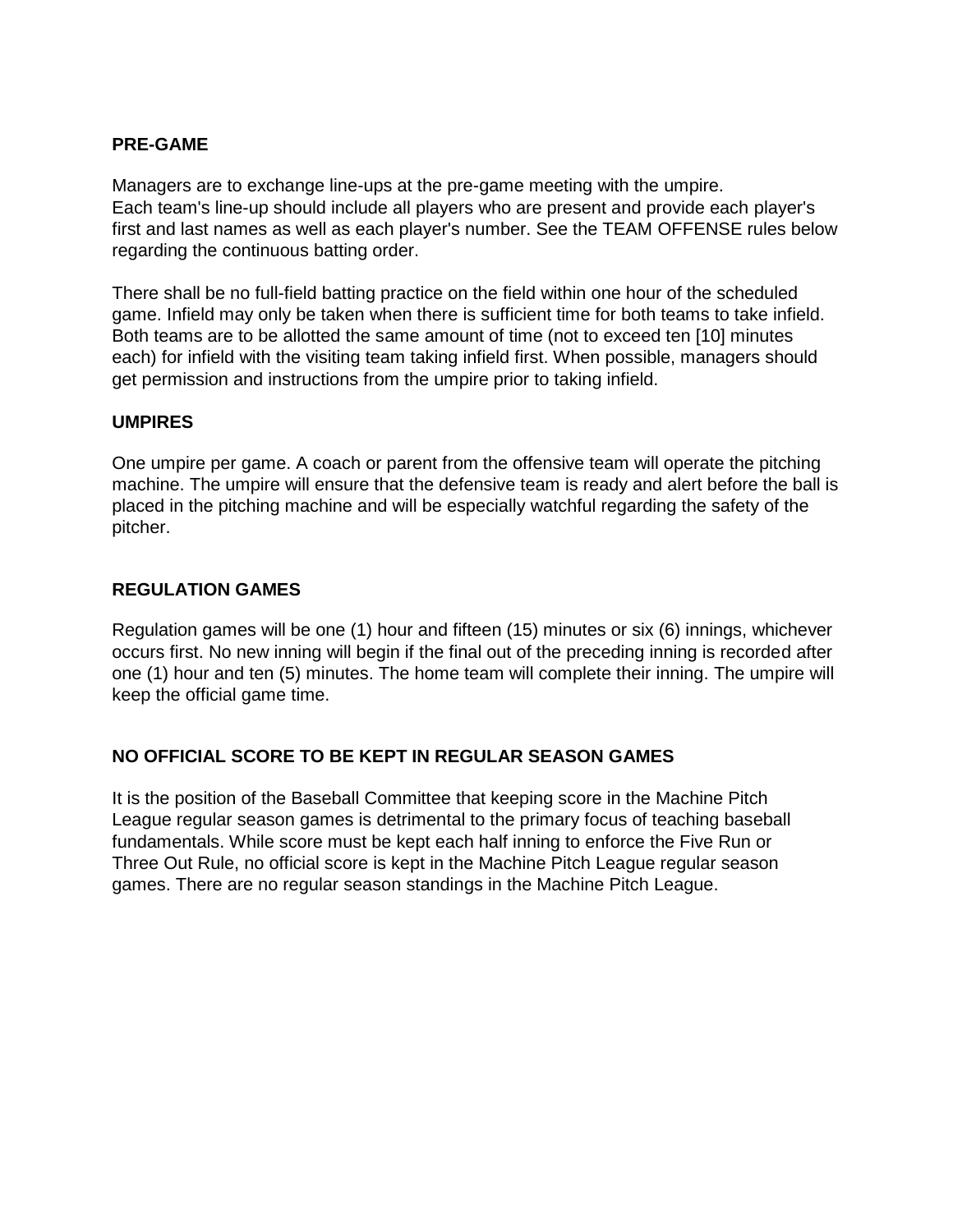**PRE-GAME**

Managers are to exchange line-ups at the pre-game meeting with the umpire.
Each team's line-up should include all players who are present and provide each player's first and last names as well as each player's number. See the TEAM OFFENSE rules below regarding the continuous batting order.

There shall be no full-field batting practice on the field within one hour of the scheduled game. Infield may only be taken when there is sufficient time for both teams to take infield. Both teams are to be allotted the same amount of time (not to exceed ten [10] minutes each) for infield with the visiting team taking infield first. When possible, managers should get permission and instructions from the umpire prior to taking infield.

**UMPIRES**

One umpire per game. A coach or parent from the offensive team will operate the pitching machine. The umpire will ensure that the defensive team is ready and alert before the ball is placed in the pitching machine and will be especially watchful regarding the safety of the pitcher.

**REGULATION GAMES**

Regulation games will be one (1) hour and fifteen (15) minutes or six (6) innings, whichever occurs first. No new inning will begin if the final out of the preceding inning is recorded after one (1) hour and ten (5) minutes. The home team will complete their inning. The umpire will keep the official game time.

**NO OFFICIAL SCORE TO BE KEPT IN REGULAR SEASON GAMES**

It is the position of the Baseball Committee that keeping score in the Machine Pitch League regular season games is detrimental to the primary focus of teaching baseball fundamentals. While score must be kept each half inning to enforce the Five Run or Three Out Rule, no official score is kept in the Machine Pitch League regular season games. There are no regular season standings in the Machine Pitch League.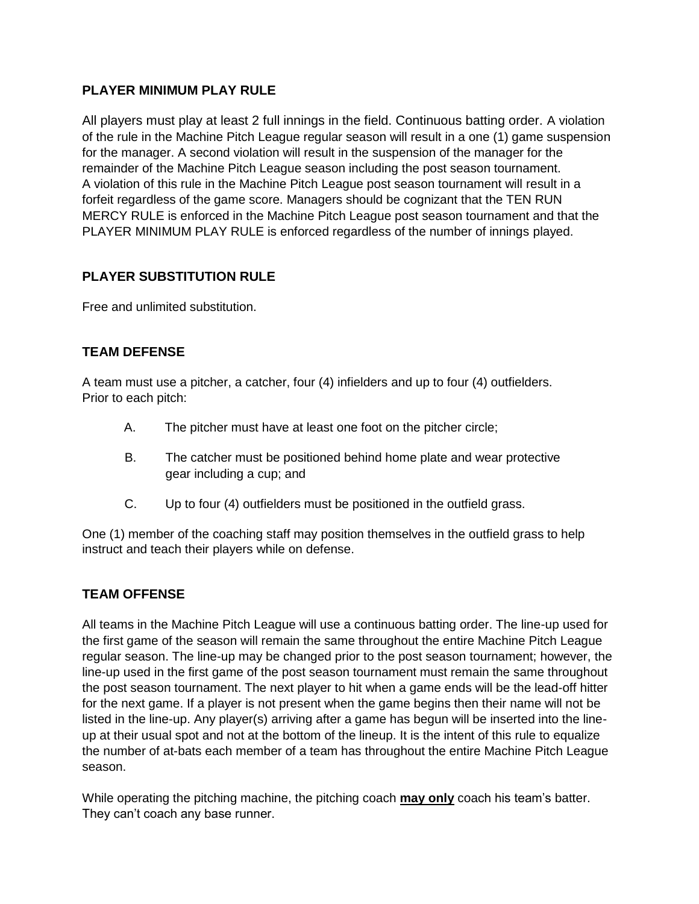## PLAYER MINIMUM PLAY RULE

All players must play at least 2 full innings in the field. Continuous batting order. A violation of the rule in the Machine Pitch League regular season will result in a one (1) game suspension for the manager. A second violation will result in the suspension of the manager for the remainder of the Machine Pitch League season including the post season tournament. A violation of this rule in the Machine Pitch League post season tournament will result in a forfeit regardless of the game score. Managers should be cognizant that the TEN RUN MERCY RULE is enforced in the Machine Pitch League post season tournament and that the PLAYER MINIMUM PLAY RULE is enforced regardless of the number of innings played.

## PLAYER SUBSTITUTION RULE

Free and unlimited substitution.

## TEAM DEFENSE

A team must use a pitcher, a catcher, four (4) infielders and up to four (4) outfielders. Prior to each pitch:

A. The pitcher must have at least one foot on the pitcher circle;

B. The catcher must be positioned behind home plate and wear protective gear including a cup; and

C. Up to four (4) outfielders must be positioned in the outfield grass.

One (1) member of the coaching staff may position themselves in the outfield grass to help instruct and teach their players while on defense.

## TEAM OFFENSE

All teams in the Machine Pitch League will use a continuous batting order. The line-up used for the first game of the season will remain the same throughout the entire Machine Pitch League regular season. The line-up may be changed prior to the post season tournament; however, the line-up used in the first game of the post season tournament must remain the same throughout the post season tournament. The next player to hit when a game ends will be the lead-off hitter for the next game. If a player is not present when the game begins then their name will not be listed in the line-up. Any player(s) arriving after a game has begun will be inserted into the line-up at their usual spot and not at the bottom of the lineup. It is the intent of this rule to equalize the number of at-bats each member of a team has throughout the entire Machine Pitch League season.

While operating the pitching machine, the pitching coach **<u>may only</u>** coach his team's batter. They can't coach any base runner.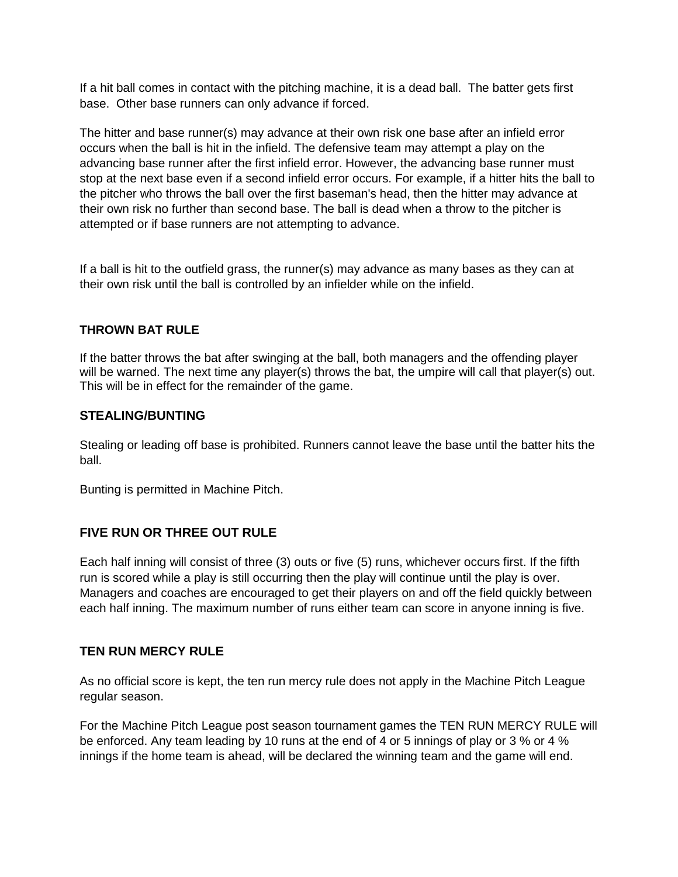If a hit ball comes in contact with the pitching machine, it is a dead ball. The batter gets first base. Other base runners can only advance if forced.

The hitter and base runner(s) may advance at their own risk one base after an infield error occurs when the ball is hit in the infield. The defensive team may attempt a play on the advancing base runner after the first infield error. However, the advancing base runner must stop at the next base even if a second infield error occurs. For example, if a hitter hits the ball to the pitcher who throws the ball over the first baseman's head, then the hitter may advance at their own risk no further than second base. The ball is dead when a throw to the pitcher is attempted or if base runners are not attempting to advance.

If a ball is hit to the outfield grass, the runner(s) may advance as many bases as they can at their own risk until the ball is controlled by an infielder while on the infield.

**THROWN BAT RULE**

If the batter throws the bat after swinging at the ball, both managers and the offending player will be warned. The next time any player(s) throws the bat, the umpire will call that player(s) out. This will be in effect for the remainder of the game.

**STEALING/BUNTING**

Stealing or leading off base is prohibited. Runners cannot leave the base until the batter hits the ball.

Bunting is permitted in Machine Pitch.

**FIVE RUN OR THREE OUT RULE**

Each half inning will consist of three (3) outs or five (5) runs, whichever occurs first. If the fifth run is scored while a play is still occurring then the play will continue until the play is over. Managers and coaches are encouraged to get their players on and off the field quickly between each half inning. The maximum number of runs either team can score in anyone inning is five.

**TEN RUN MERCY RULE**

As no official score is kept, the ten run mercy rule does not apply in the Machine Pitch League regular season.

For the Machine Pitch League post season tournament games the TEN RUN MERCY RULE will be enforced. Any team leading by 10 runs at the end of 4 or 5 innings of play or 3 % or 4 % innings if the home team is ahead, will be declared the winning team and the game will end.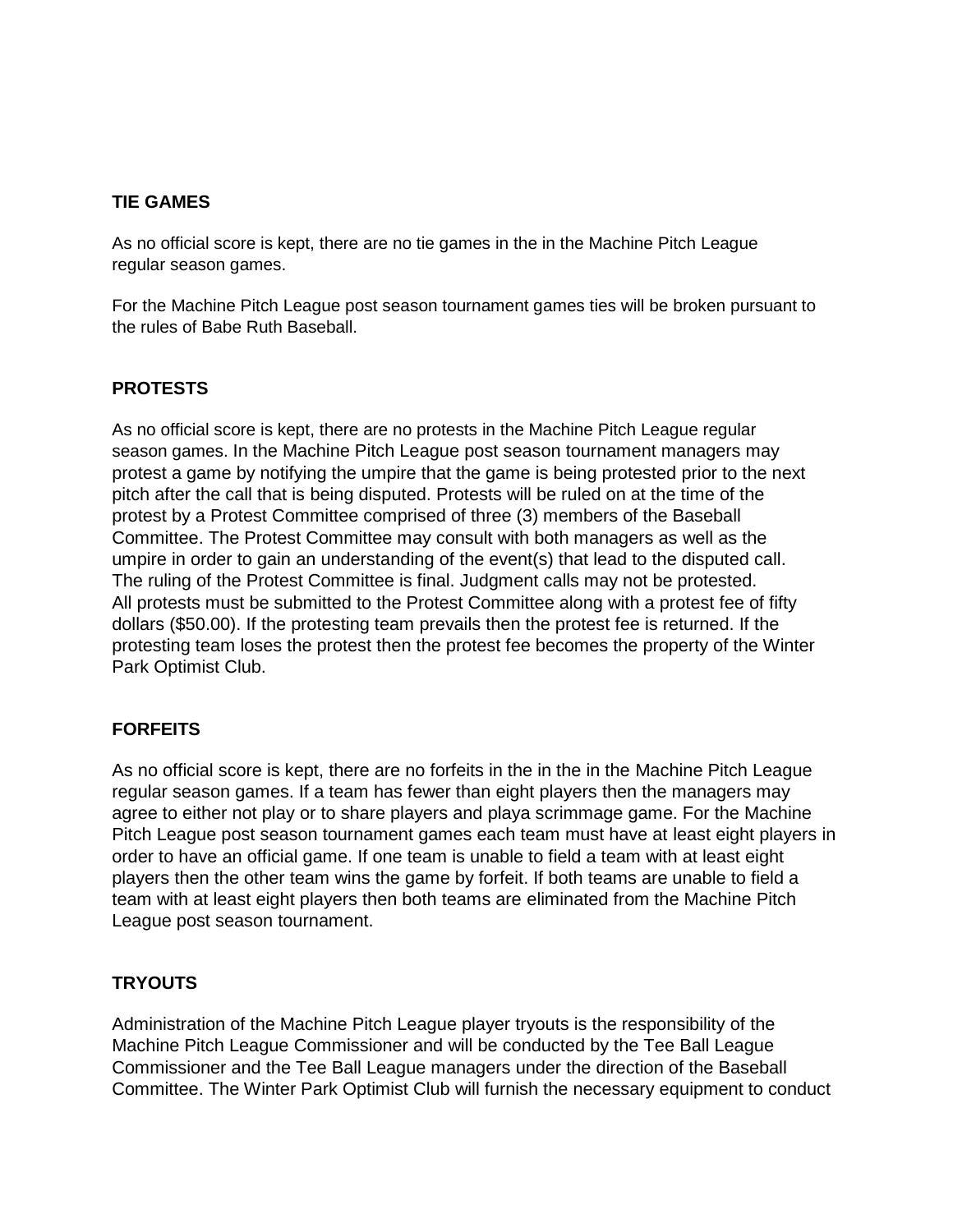**TIE GAMES**

As no official score is kept, there are no tie games in the in the Machine Pitch League regular season games.

For the Machine Pitch League post season tournament games ties will be broken pursuant to the rules of Babe Ruth Baseball.

**PROTESTS**

As no official score is kept, there are no protests in the Machine Pitch League regular season games. In the Machine Pitch League post season tournament managers may protest a game by notifying the umpire that the game is being protested prior to the next pitch after the call that is being disputed. Protests will be ruled on at the time of the protest by a Protest Committee comprised of three (3) members of the Baseball Committee. The Protest Committee may consult with both managers as well as the umpire in order to gain an understanding of the event(s) that lead to the disputed call. The ruling of the Protest Committee is final. Judgment calls may not be protested. All protests must be submitted to the Protest Committee along with a protest fee of fifty dollars ($50.00). If the protesting team prevails then the protest fee is returned. If the protesting team loses the protest then the protest fee becomes the property of the Winter Park Optimist Club.

**FORFEITS**

As no official score is kept, there are no forfeits in the in the in the Machine Pitch League regular season games. If a team has fewer than eight players then the managers may agree to either not play or to share players and playa scrimmage game. For the Machine Pitch League post season tournament games each team must have at least eight players in order to have an official game. If one team is unable to field a team with at least eight players then the other team wins the game by forfeit. If both teams are unable to field a team with at least eight players then both teams are eliminated from the Machine Pitch League post season tournament.

**TRYOUTS**

Administration of the Machine Pitch League player tryouts is the responsibility of the Machine Pitch League Commissioner and will be conducted by the Tee Ball League Commissioner and the Tee Ball League managers under the direction of the Baseball Committee. The Winter Park Optimist Club will furnish the necessary equipment to conduct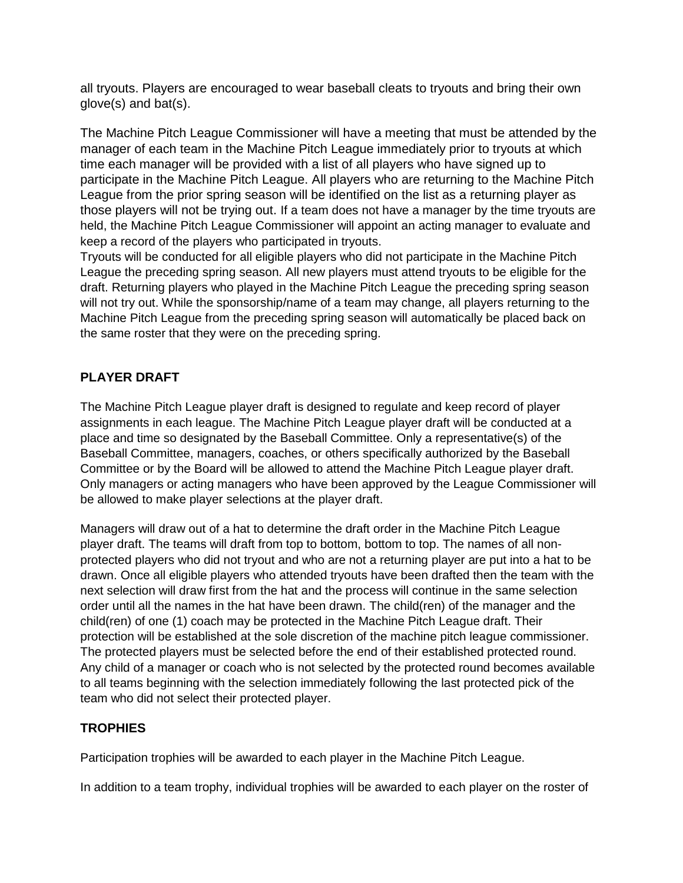all tryouts. Players are encouraged to wear baseball cleats to tryouts and bring their own glove(s) and bat(s).

The Machine Pitch League Commissioner will have a meeting that must be attended by the manager of each team in the Machine Pitch League immediately prior to tryouts at which time each manager will be provided with a list of all players who have signed up to participate in the Machine Pitch League. All players who are returning to the Machine Pitch League from the prior spring season will be identified on the list as a returning player as those players will not be trying out. If a team does not have a manager by the time tryouts are held, the Machine Pitch League Commissioner will appoint an acting manager to evaluate and keep a record of the players who participated in tryouts.
Tryouts will be conducted for all eligible players who did not participate in the Machine Pitch League the preceding spring season. All new players must attend tryouts to be eligible for the draft. Returning players who played in the Machine Pitch League the preceding spring season will not try out. While the sponsorship/name of a team may change, all players returning to the Machine Pitch League from the preceding spring season will automatically be placed back on the same roster that they were on the preceding spring.

**PLAYER DRAFT**

The Machine Pitch League player draft is designed to regulate and keep record of player assignments in each league. The Machine Pitch League player draft will be conducted at a place and time so designated by the Baseball Committee. Only a representative(s) of the Baseball Committee, managers, coaches, or others specifically authorized by the Baseball Committee or by the Board will be allowed to attend the Machine Pitch League player draft. Only managers or acting managers who have been approved by the League Commissioner will be allowed to make player selections at the player draft.

Managers will draw out of a hat to determine the draft order in the Machine Pitch League player draft. The teams will draft from top to bottom, bottom to top. The names of all non-protected players who did not tryout and who are not a returning player are put into a hat to be drawn. Once all eligible players who attended tryouts have been drafted then the team with the next selection will draw first from the hat and the process will continue in the same selection order until all the names in the hat have been drawn. The child(ren) of the manager and the child(ren) of one (1) coach may be protected in the Machine Pitch League draft. Their protection will be established at the sole discretion of the machine pitch league commissioner. The protected players must be selected before the end of their established protected round. Any child of a manager or coach who is not selected by the protected round becomes available to all teams beginning with the selection immediately following the last protected pick of the team who did not select their protected player.

**TROPHIES**

Participation trophies will be awarded to each player in the Machine Pitch League.

In addition to a team trophy, individual trophies will be awarded to each player on the roster of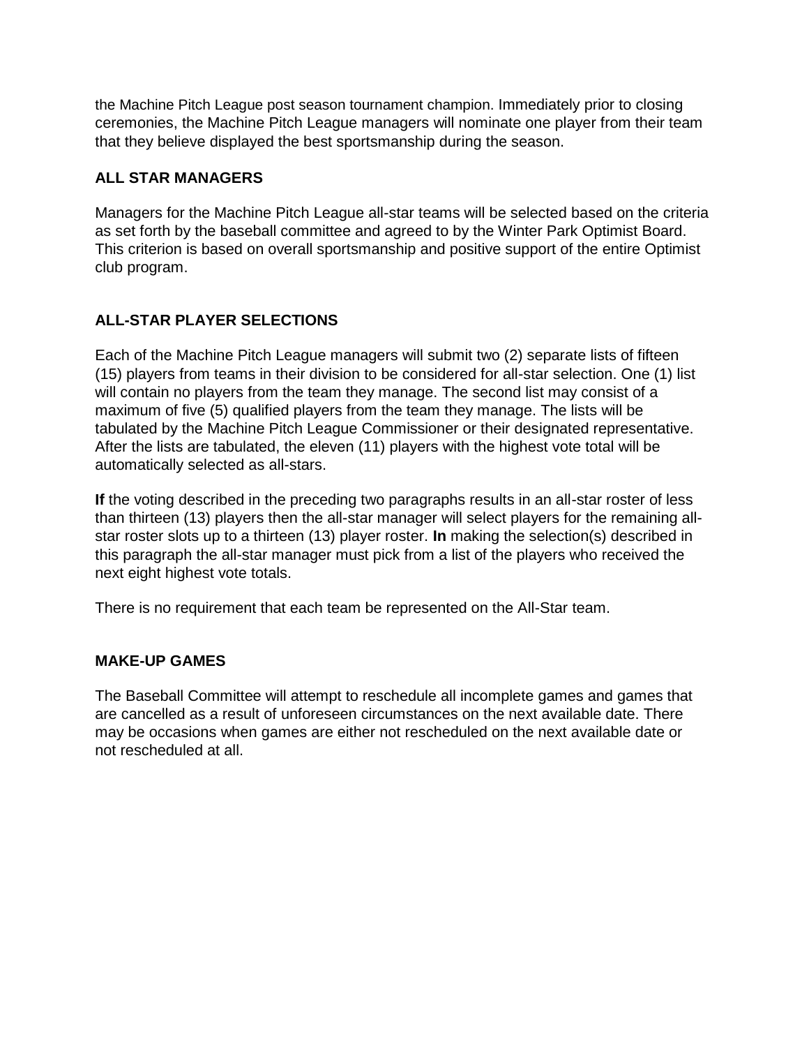the Machine Pitch League post season tournament champion. Immediately prior to closing ceremonies, the Machine Pitch League managers will nominate one player from their team that they believe displayed the best sportsmanship during the season.

**ALL STAR MANAGERS**

Managers for the Machine Pitch League all-star teams will be selected based on the criteria as set forth by the baseball committee and agreed to by the Winter Park Optimist Board. This criterion is based on overall sportsmanship and positive support of the entire Optimist club program.

**ALL-STAR PLAYER SELECTIONS**

Each of the Machine Pitch League managers will submit two (2) separate lists of fifteen (15) players from teams in their division to be considered for all-star selection. One (1) list will contain no players from the team they manage. The second list may consist of a maximum of five (5) qualified players from the team they manage. The lists will be tabulated by the Machine Pitch League Commissioner or their designated representative. After the lists are tabulated, the eleven (11) players with the highest vote total will be automatically selected as all-stars.

**If** the voting described in the preceding two paragraphs results in an all-star roster of less than thirteen (13) players then the all-star manager will select players for the remaining all-star roster slots up to a thirteen (13) player roster. **In** making the selection(s) described in this paragraph the all-star manager must pick from a list of the players who received the next eight highest vote totals.

There is no requirement that each team be represented on the All-Star team.

**MAKE-UP GAMES**

The Baseball Committee will attempt to reschedule all incomplete games and games that are cancelled as a result of unforeseen circumstances on the next available date. There may be occasions when games are either not rescheduled on the next available date or not rescheduled at all.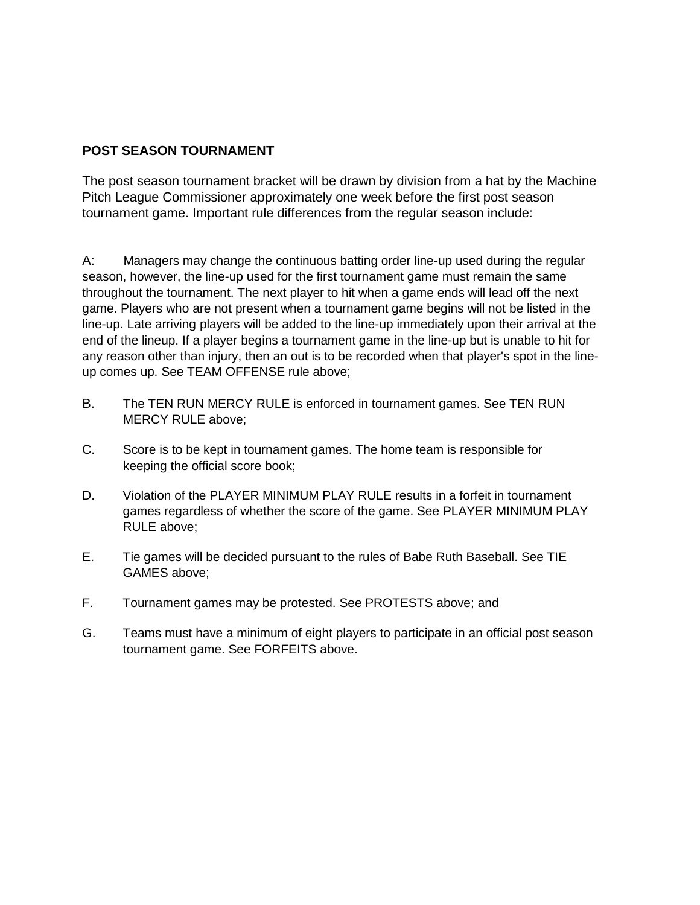**POST SEASON TOURNAMENT**

The post season tournament bracket will be drawn by division from a hat by the Machine Pitch League Commissioner approximately one week before the first post season tournament game. Important rule differences from the regular season include:

A: Managers may change the continuous batting order line-up used during the regular season, however, the line-up used for the first tournament game must remain the same throughout the tournament. The next player to hit when a game ends will lead off the next game. Players who are not present when a tournament game begins will not be listed in the line-up. Late arriving players will be added to the line-up immediately upon their arrival at the end of the lineup. If a player begins a tournament game in the line-up but is unable to hit for any reason other than injury, then an out is to be recorded when that player's spot in the line-up comes up. See TEAM OFFENSE rule above;

B. The TEN RUN MERCY RULE is enforced in tournament games. See TEN RUN MERCY RULE above;

C. Score is to be kept in tournament games. The home team is responsible for keeping the official score book;

D. Violation of the PLAYER MINIMUM PLAY RULE results in a forfeit in tournament games regardless of whether the score of the game. See PLAYER MINIMUM PLAY RULE above;

E. Tie games will be decided pursuant to the rules of Babe Ruth Baseball. See TIE GAMES above;

F. Tournament games may be protested. See PROTESTS above; and

G. Teams must have a minimum of eight players to participate in an official post season tournament game. See FORFEITS above.